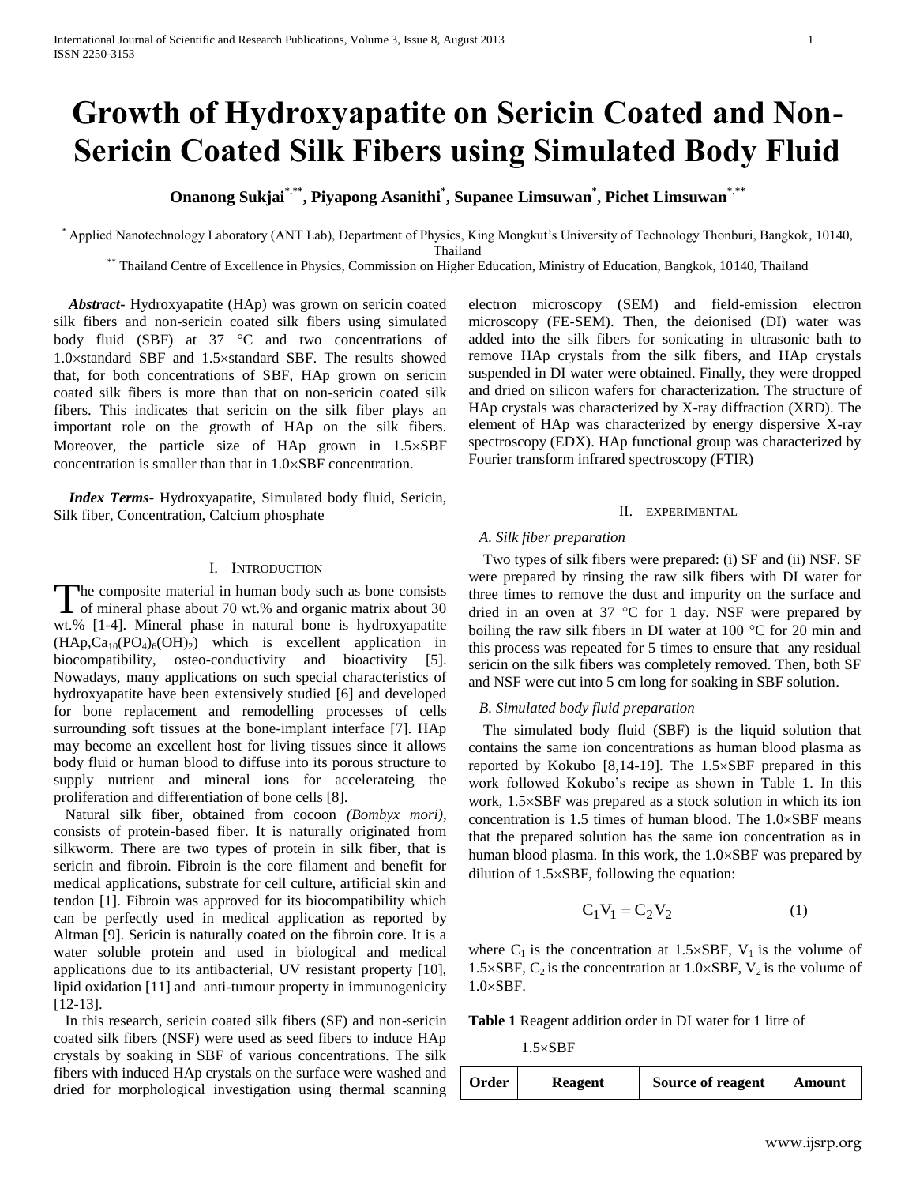# Growth of Hydroxyapatite on Sericin Coated and Non-Sericin Coated Silk Fibers using Simulated Body Fluid

**Onanong Sukjai[*,**], Piyapong Asanithi[*], Supanee Limsuwan[*], Pichet Limsuwan[*,**]**

[*] Applied Nanotechnology Laboratory (ANT Lab), Department of Physics, King Mongkut's University of Technology Thonburi, Bangkok, 10140, Thailand

[**] Thailand Centre of Excellence in Physics, Commission on Higher Education, Ministry of Education, Bangkok, 10140, Thailand

***Abstract***- Hydroxyapatite (HAp) was grown on sericin coated silk fibers and non-sericin coated silk fibers using simulated body fluid (SBF) at 37 °C and two concentrations of 1.0×standard SBF and 1.5×standard SBF. The results showed that, for both concentrations of SBF, HAp grown on sericin coated silk fibers is more than that on non-sericin coated silk fibers. This indicates that sericin on the silk fiber plays an important role on the growth of HAp on the silk fibers. Moreover, the particle size of HAp grown in 1.5×SBF concentration is smaller than that in 1.0×SBF concentration.

***Index Terms***- Hydroxyapatite, Simulated body fluid, Sericin, Silk fiber, Concentration, Calcium phosphate

## I. Introduction

The composite material in human body such as bone consists of mineral phase about 70 wt.% and organic matrix about 30 wt.% [1-4]. Mineral phase in natural bone is hydroxyapatite (HAp, $Ca_{10}(PO_4)_6(OH)_2$) which is excellent application in biocompatibility, osteo-conductivity and bioactivity [5]. Nowadays, many applications on such special characteristics of hydroxyapatite have been extensively studied [6] and developed for bone replacement and remodelling processes of cells surrounding soft tissues at the bone-implant interface [7]. HAp may become an excellent host for living tissues since it allows body fluid or human blood to diffuse into its porous structure to supply nutrient and mineral ions for accelerateing the proliferation and differentiation of bone cells [8].

Natural silk fiber, obtained from cocoon *(Bombyx mori)*, consists of protein-based fiber. It is naturally originated from silkworm. There are two types of protein in silk fiber, that is sericin and fibroin. Fibroin is the core filament and benefit for medical applications, substrate for cell culture, artificial skin and tendon [1]. Fibroin was approved for its biocompatibility which can be perfectly used in medical application as reported by Altman [9]. Sericin is naturally coated on the fibroin core. It is a water soluble protein and used in biological and medical applications due to its antibacterial, UV resistant property [10], lipid oxidation [11] and anti-tumour property in immunogenicity [12-13].

In this research, sericin coated silk fibers (SF) and non-sericin coated silk fibers (NSF) were used as seed fibers to induce HAp crystals by soaking in SBF of various concentrations. The silk fibers with induced HAp crystals on the surface were washed and dried for morphological investigation using thermal scanning electron microscopy (SEM) and field-emission electron microscopy (FE-SEM). Then, the deionised (DI) water was added into the silk fibers for sonicating in ultrasonic bath to remove HAp crystals from the silk fibers, and HAp crystals suspended in DI water were obtained. Finally, they were dropped and dried on silicon wafers for characterization. The structure of HAp crystals was characterized by X-ray diffraction (XRD). The element of HAp was characterized by energy dispersive X-ray spectroscopy (EDX). HAp functional group was characterized by Fourier transform infrared spectroscopy (FTIR)

## II. Experimental

### *A. Silk fiber preparation*

Two types of silk fibers were prepared: (i) SF and (ii) NSF. SF were prepared by rinsing the raw silk fibers with DI water for three times to remove the dust and impurity on the surface and dried in an oven at 37 °C for 1 day. NSF were prepared by boiling the raw silk fibers in DI water at 100 °C for 20 min and this process was repeated for 5 times to ensure that any residual sericin on the silk fibers was completely removed. Then, both SF and NSF were cut into 5 cm long for soaking in SBF solution.

### *B. Simulated body fluid preparation*

The simulated body fluid (SBF) is the liquid solution that contains the same ion concentrations as human blood plasma as reported by Kokubo [8,14-19]. The 1.5×SBF prepared in this work followed Kokubo's recipe as shown in Table 1. In this work, 1.5×SBF was prepared as a stock solution in which its ion concentration is 1.5 times of human blood. The 1.0×SBF means that the prepared solution has the same ion concentration as in human blood plasma. In this work, the 1.0×SBF was prepared by dilution of 1.5×SBF, following the equation:

$$C_1V_1 = C_2V_2 \qquad (1)$$

where $C_1$ is the concentration at 1.5×SBF, $V_1$ is the volume of 1.5×SBF, $C_2$ is the concentration at 1.0×SBF, $V_2$ is the volume of 1.0×SBF.

**Table 1** Reagent addition order in DI water for 1 litre of 1.5×SBF

| Order | Reagent | Source of reagent | Amount |
| --- | --- | --- | --- |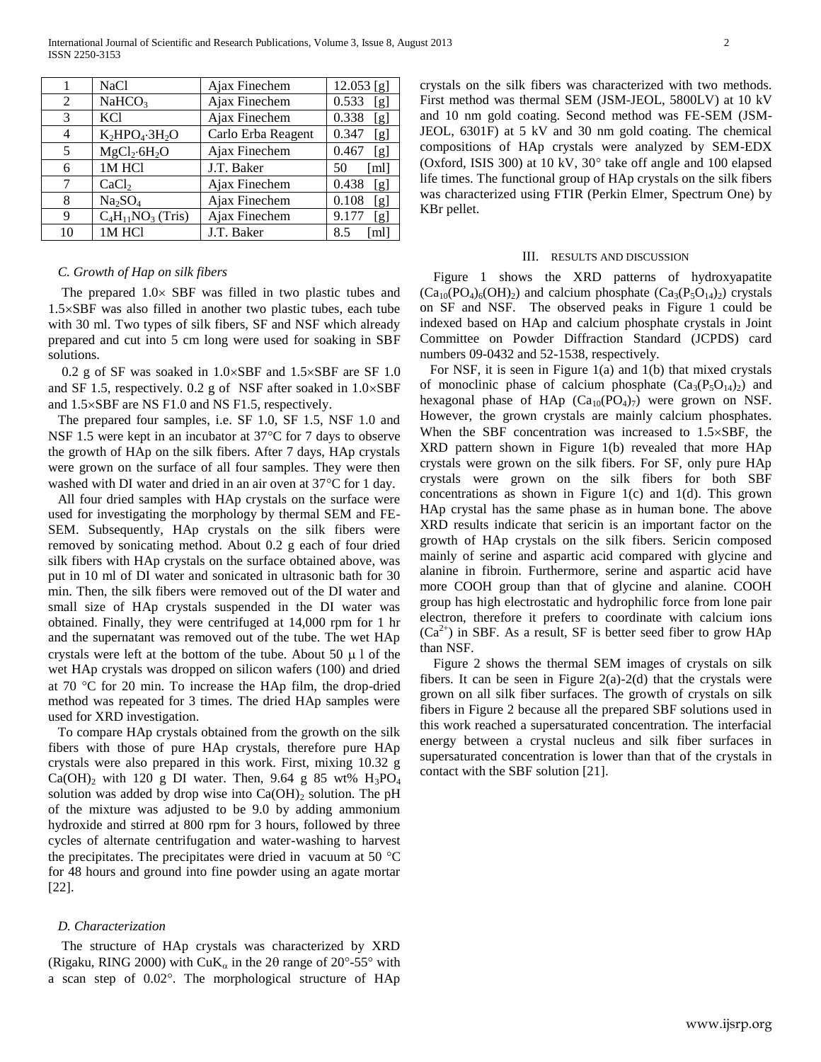| 1 | NaCl | Ajax Finechem | 12.053 [g] |
|---|---|---|---|
| 2 | $NaHCO_3$ | Ajax Finechem | 0.533 [g] |
| 3 | KCl | Ajax Finechem | 0.338 [g] |
| 4 | $K_2HPO_4{\cdot}3H_2O$ | Carlo Erba Reagent | 0.347 [g] |
| 5 | $MgCl_2{\cdot}6H_2O$ | Ajax Finechem | 0.467 [g] |
| 6 | 1M HCl | J.T. Baker | 50 [ml] |
| 7 | $CaCl_2$ | Ajax Finechem | 0.438 [g] |
| 8 | $Na_2SO_4$ | Ajax Finechem | 0.108 [g] |
| 9 | $C_4H_{11}NO_3$ (Tris) | Ajax Finechem | 9.177 [g] |
| 10 | 1M HCl | J.T. Baker | 8.5 [ml] |

### *C. Growth of Hap on silk fibers*

The prepared 1.0× SBF was filled in two plastic tubes and 1.5×SBF was also filled in another two plastic tubes, each tube with 30 ml. Two types of silk fibers, SF and NSF which already prepared and cut into 5 cm long were used for soaking in SBF solutions.

0.2 g of SF was soaked in 1.0×SBF and 1.5×SBF are SF 1.0 and SF 1.5, respectively. 0.2 g of NSF after soaked in 1.0×SBF and 1.5×SBF are NS F1.0 and NS F1.5, respectively.

The prepared four samples, i.e. SF 1.0, SF 1.5, NSF 1.0 and NSF 1.5 were kept in an incubator at 37°C for 7 days to observe the growth of HAp on the silk fibers. After 7 days, HAp crystals were grown on the surface of all four samples. They were then washed with DI water and dried in an air oven at 37°C for 1 day.

All four dried samples with HAp crystals on the surface were used for investigating the morphology by thermal SEM and FE-SEM. Subsequently, HAp crystals on the silk fibers were removed by sonicating method. About 0.2 g each of four dried silk fibers with HAp crystals on the surface obtained above, was put in 10 ml of DI water and sonicated in ultrasonic bath for 30 min. Then, the silk fibers were removed out of the DI water and small size of HAp crystals suspended in the DI water was obtained. Finally, they were centrifuged at 14,000 rpm for 1 hr and the supernatant was removed out of the tube. The wet HAp crystals were left at the bottom of the tube. About 50 μ l of the wet HAp crystals was dropped on silicon wafers (100) and dried at 70 °C for 20 min. To increase the HAp film, the drop-dried method was repeated for 3 times. The dried HAp samples were used for XRD investigation.

To compare HAp crystals obtained from the growth on the silk fibers with those of pure HAp crystals, therefore pure HAp crystals were also prepared in this work. First, mixing 10.32 g $Ca(OH)_2$ with 120 g DI water. Then, 9.64 g 85 wt% $H_3PO_4$ solution was added by drop wise into $Ca(OH)_2$ solution. The pH of the mixture was adjusted to be 9.0 by adding ammonium hydroxide and stirred at 800 rpm for 3 hours, followed by three cycles of alternate centrifugation and water-washing to harvest the precipitates. The precipitates were dried in vacuum at 50 °C for 48 hours and ground into fine powder using an agate mortar [22].

### *D. Characterization*

The structure of HAp crystals was characterized by XRD (Rigaku, RING 2000) with $CuK_\alpha$ in the 2θ range of 20°-55° with a scan step of 0.02°. The morphological structure of HAp crystals on the silk fibers was characterized with two methods. First method was thermal SEM (JSM-JEOL, 5800LV) at 10 kV and 10 nm gold coating. Second method was FE-SEM (JSM-JEOL, 6301F) at 5 kV and 30 nm gold coating. The chemical compositions of HAp crystals were analyzed by SEM-EDX (Oxford, ISIS 300) at 10 kV, 30° take off angle and 100 elapsed life times. The functional group of HAp crystals on the silk fibers was characterized using FTIR (Perkin Elmer, Spectrum One) by KBr pellet.

## III. Results and Discussion

Figure 1 shows the XRD patterns of hydroxyapatite ($Ca_{10}(PO_4)_6(OH)_2$) and calcium phosphate ($Ca_3(P_5O_{14})_2$) crystals on SF and NSF. The observed peaks in Figure 1 could be indexed based on HAp and calcium phosphate crystals in Joint Committee on Powder Diffraction Standard (JCPDS) card numbers 09-0432 and 52-1538, respectively.

For NSF, it is seen in Figure 1(a) and 1(b) that mixed crystals of monoclinic phase of calcium phosphate ($Ca_3(P_5O_{14})_2$) and hexagonal phase of HAp ($Ca_{10}(PO_4)_7$) were grown on NSF. However, the grown crystals are mainly calcium phosphates. When the SBF concentration was increased to 1.5×SBF, the XRD pattern shown in Figure 1(b) revealed that more HAp crystals were grown on the silk fibers. For SF, only pure HAp crystals were grown on the silk fibers for both SBF concentrations as shown in Figure 1(c) and 1(d). This grown HAp crystal has the same phase as in human bone. The above XRD results indicate that sericin is an important factor on the growth of HAp crystals on the silk fibers. Sericin composed mainly of serine and aspartic acid compared with glycine and alanine in fibroin. Furthermore, serine and aspartic acid have more COOH group than that of glycine and alanine. COOH group has high electrostatic and hydrophilic force from lone pair electron, therefore it prefers to coordinate with calcium ions ($Ca^{2+}$) in SBF. As a result, SF is better seed fiber to grow HAp than NSF.

Figure 2 shows the thermal SEM images of crystals on silk fibers. It can be seen in Figure 2(a)-2(d) that the crystals were grown on all silk fiber surfaces. The growth of crystals on silk fibers in Figure 2 because all the prepared SBF solutions used in this work reached a supersaturated concentration. The interfacial energy between a crystal nucleus and silk fiber surfaces in supersaturated concentration is lower than that of the crystals in contact with the SBF solution [21].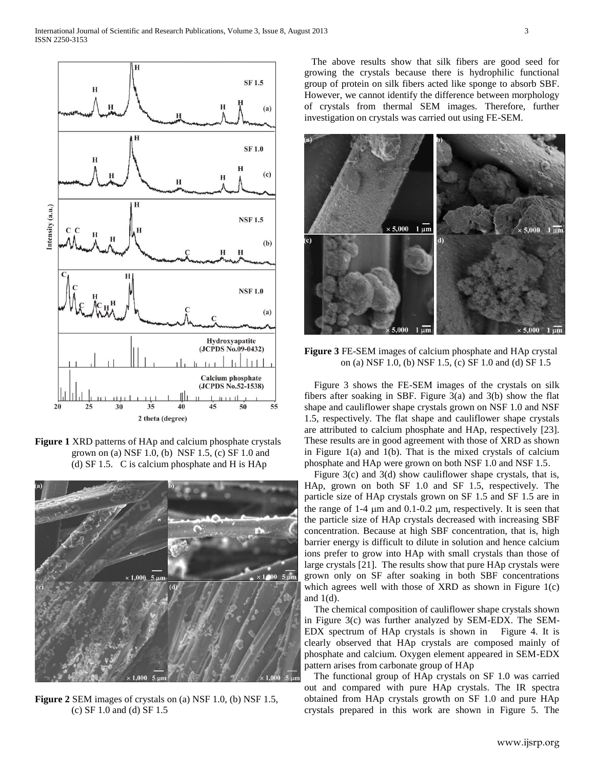**Figure 1** XRD patterns of HAp and calcium phosphate crystals grown on (a) NSF 1.0, (b) NSF 1.5, (c) SF 1.0 and (d) SF 1.5. C is calcium phosphate and H is HAp

**Figure 2** SEM images of crystals on (a) NSF 1.0, (b) NSF 1.5, (c) SF 1.0 and (d) SF 1.5

The above results show that silk fibers are good seed for growing the crystals because there is hydrophilic functional group of protein on silk fibers acted like sponge to absorb SBF. However, we cannot identify the difference between morphology of crystals from thermal SEM images. Therefore, further investigation on crystals was carried out using FE-SEM.

**Figure 3** FE-SEM images of calcium phosphate and HAp crystal on (a) NSF 1.0, (b) NSF 1.5, (c) SF 1.0 and (d) SF 1.5

Figure 3 shows the FE-SEM images of the crystals on silk fibers after soaking in SBF. Figure 3(a) and 3(b) show the flat shape and cauliflower shape crystals grown on NSF 1.0 and NSF 1.5, respectively. The flat shape and cauliflower shape crystals are attributed to calcium phosphate and HAp, respectively [23]. These results are in good agreement with those of XRD as shown in Figure 1(a) and 1(b). That is the mixed crystals of calcium phosphate and HAp were grown on both NSF 1.0 and NSF 1.5.

Figure 3(c) and 3(d) show cauliflower shape crystals, that is, HAp, grown on both SF 1.0 and SF 1.5, respectively. The particle size of HAp crystals grown on SF 1.5 and SF 1.5 are in the range of 1-4 μm and 0.1-0.2 μm, respectively. It is seen that the particle size of HAp crystals decreased with increasing SBF concentration. Because at high SBF concentration, that is, high barrier energy is difficult to dilute in solution and hence calcium ions prefer to grow into HAp with small crystals than those of large crystals [21]. The results show that pure HAp crystals were grown only on SF after soaking in both SBF concentrations which agrees well with those of XRD as shown in Figure 1(c) and 1(d).

The chemical composition of cauliflower shape crystals shown in Figure 3(c) was further analyzed by SEM-EDX. The SEM-EDX spectrum of HAp crystals is shown in Figure 4. It is clearly observed that HAp crystals are composed mainly of phosphate and calcium. Oxygen element appeared in SEM-EDX pattern arises from carbonate group of HAp

The functional group of HAp crystals on SF 1.0 was carried out and compared with pure HAp crystals. The IR spectra obtained from HAp crystals growth on SF 1.0 and pure HAp crystals prepared in this work are shown in Figure 5. The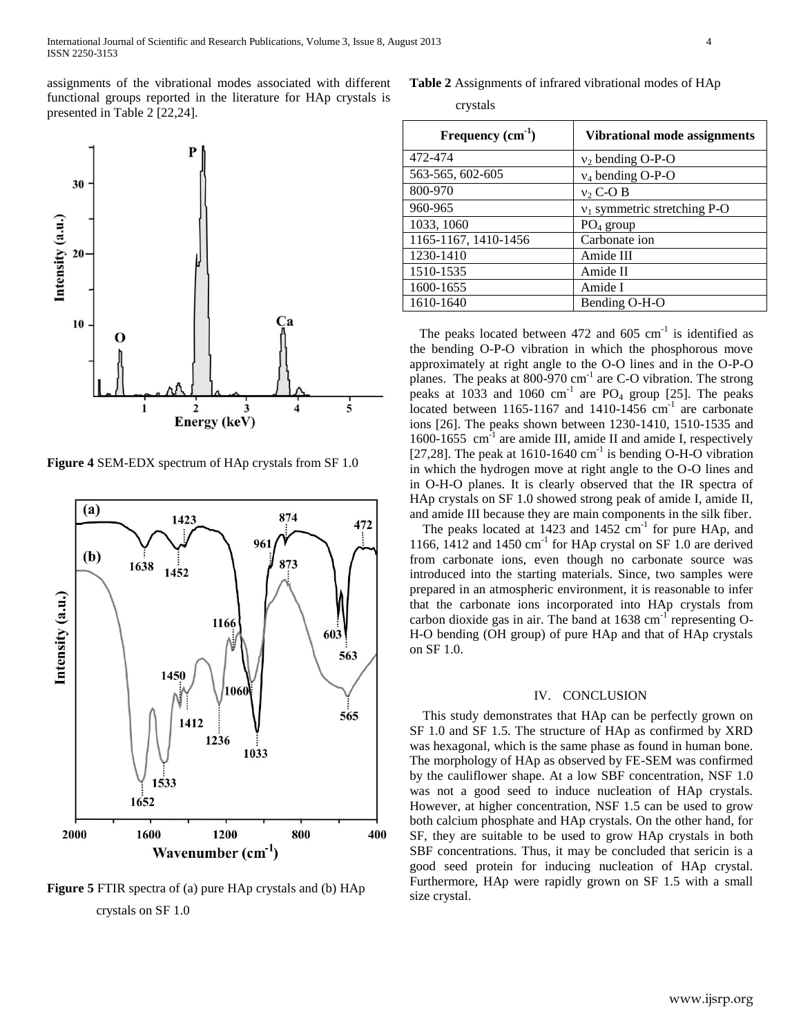assignments of the vibrational modes associated with different functional groups reported in the literature for HAp crystals is presented in Table 2 [22,24].

**Figure 4** SEM-EDX spectrum of HAp crystals from SF 1.0

**Figure 5** FTIR spectra of (a) pure HAp crystals and (b) HAp crystals on SF 1.0

**Table 2** Assignments of infrared vibrational modes of HAp crystals

| Frequency ($cm^{-1}$) | Vibrational mode assignments |
|---|---|
| 472-474 | $\nu_2$ bending O-P-O |
| 563-565, 602-605 | $\nu_4$ bending O-P-O |
| 800-970 | $\nu_2$ C-O B |
| 960-965 | $\nu_1$ symmetric stretching P-O |
| 1033, 1060 | $PO_4$ group |
| 1165-1167, 1410-1456 | Carbonate ion |
| 1230-1410 | Amide III |
| 1510-1535 | Amide II |
| 1600-1655 | Amide I |
| 1610-1640 | Bending O-H-O |

The peaks located between 472 and 605 $cm^{-1}$ is identified as the bending O-P-O vibration in which the phosphorous move approximately at right angle to the O-O lines and in the O-P-O planes. The peaks at 800-970 $cm^{-1}$ are C-O vibration. The strong peaks at 1033 and 1060 $cm^{-1}$ are $PO_4$ group [25]. The peaks located between 1165-1167 and 1410-1456 $cm^{-1}$ are carbonate ions [26]. The peaks shown between 1230-1410, 1510-1535 and 1600-1655 $cm^{-1}$ are amide III, amide II and amide I, respectively [27,28]. The peak at 1610-1640 $cm^{-1}$ is bending O-H-O vibration in which the hydrogen move at right angle to the O-O lines and in O-H-O planes. It is clearly observed that the IR spectra of HAp crystals on SF 1.0 showed strong peak of amide I, amide II, and amide III because they are main components in the silk fiber.

The peaks located at 1423 and 1452 $cm^{-1}$ for pure HAp, and 1166, 1412 and 1450 $cm^{-1}$ for HAp crystal on SF 1.0 are derived from carbonate ions, even though no carbonate source was introduced into the starting materials. Since, two samples were prepared in an atmospheric environment, it is reasonable to infer that the carbonate ions incorporated into HAp crystals from carbon dioxide gas in air. The band at 1638 $cm^{-1}$ representing O-H-O bending (OH group) of pure HAp and that of HAp crystals on SF 1.0.

## IV. CONCLUSION

This study demonstrates that HAp can be perfectly grown on SF 1.0 and SF 1.5. The structure of HAp as confirmed by XRD was hexagonal, which is the same phase as found in human bone. The morphology of HAp as observed by FE-SEM was confirmed by the cauliflower shape. At a low SBF concentration, NSF 1.0 was not a good seed to induce nucleation of HAp crystals. However, at higher concentration, NSF 1.5 can be used to grow both calcium phosphate and HAp crystals. On the other hand, for SF, they are suitable to be used to grow HAp crystals in both SBF concentrations. Thus, it may be concluded that sericin is a good seed protein for inducing nucleation of HAp crystal. Furthermore, HAp were rapidly grown on SF 1.5 with a small size crystal.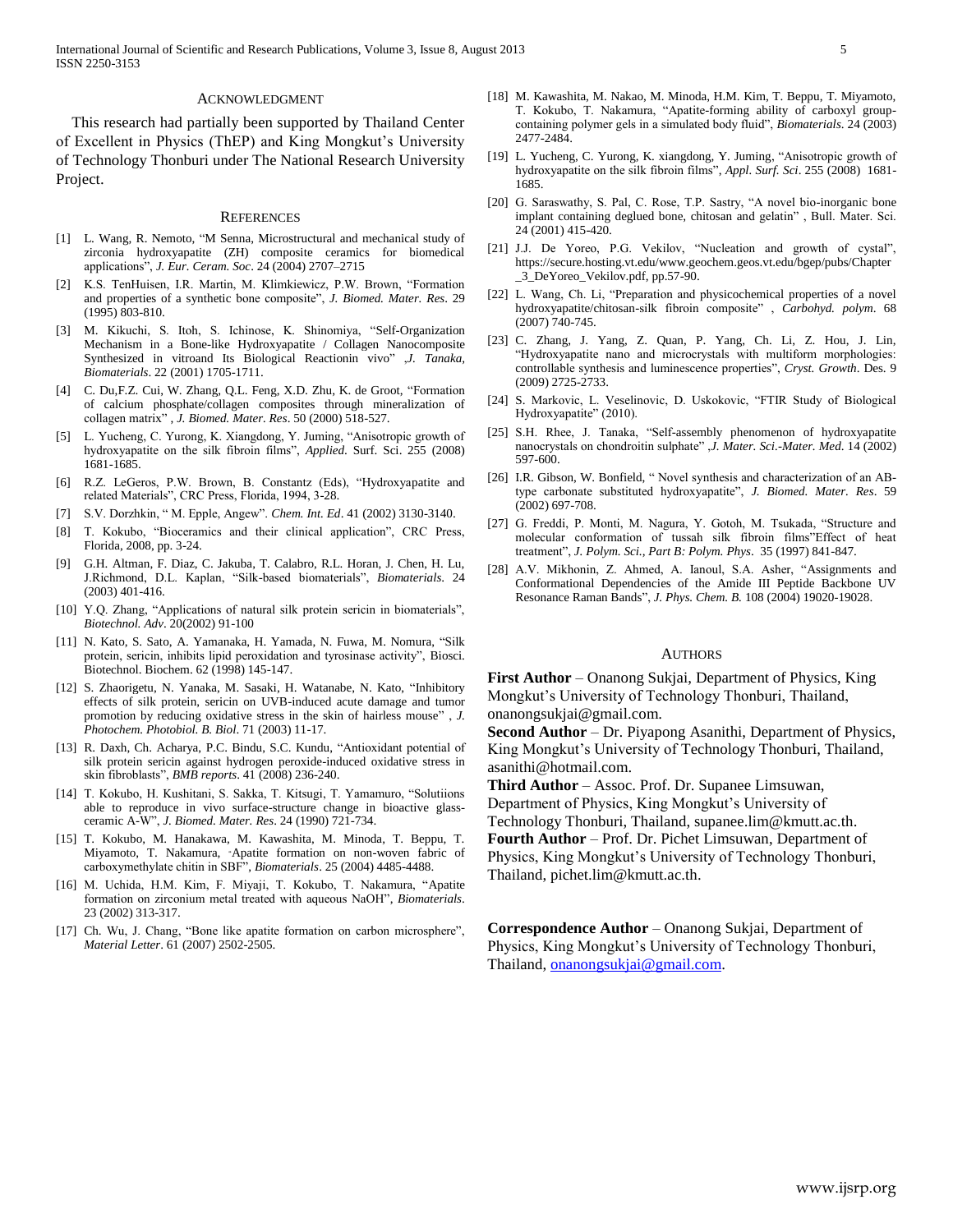## ACKNOWLEDGMENT

This research had partially been supported by Thailand Center of Excellent in Physics (ThEP) and King Mongkut's University of Technology Thonburi under The National Research University Project.

## REFERENCES

[1] L. Wang, R. Nemoto, "M Senna, Microstructural and mechanical study of zirconia hydroxyapatite (ZH) composite ceramics for biomedical applications", *J. Eur. Ceram. Soc*. 24 (2004) 2707–2715

[2] K.S. TenHuisen, I.R. Martin, M. Klimkiewicz, P.W. Brown, "Formation and properties of a synthetic bone composite", *J. Biomed. Mater. Res*. 29 (1995) 803-810.

[3] M. Kikuchi, S. Itoh, S. Ichinose, K. Shinomiya, "Self-Organization Mechanism in a Bone-like Hydroxyapatite / Collagen Nanocomposite Synthesized in vitroand Its Biological Reactionin vivo" ,*J. Tanaka, Biomaterials*. 22 (2001) 1705-1711.

[4] C. Du,F.Z. Cui, W. Zhang, Q.L. Feng, X.D. Zhu, K. de Groot, "Formation of calcium phosphate/collagen composites through mineralization of collagen matrix" , *J. Biomed. Mater. Res*. 50 (2000) 518-527.

[5] L. Yucheng, C. Yurong, K. Xiangdong, Y. Juming, "Anisotropic growth of hydroxyapatite on the silk fibroin films", *Applied*. Surf. Sci. 255 (2008) 1681-1685.

[6] R.Z. LeGeros, P.W. Brown, B. Constantz (Eds), "Hydroxyapatite and related Materials", CRC Press, Florida, 1994, 3-28.

[7] S.V. Dorzhkin, " M. Epple, Angew". *Chem. Int. Ed*. 41 (2002) 3130-3140.

[8] T. Kokubo, "Bioceramics and their clinical application", CRC Press, Florida, 2008, pp. 3-24.

[9] G.H. Altman, F. Diaz, C. Jakuba, T. Calabro, R.L. Horan, J. Chen, H. Lu, J.Richmond, D.L. Kaplan, "Silk-based biomaterials", *Biomaterials*. 24 (2003) 401-416.

[10] Y.Q. Zhang, "Applications of natural silk protein sericin in biomaterials", *Biotechnol. Adv*. 20(2002) 91-100

[11] N. Kato, S. Sato, A. Yamanaka, H. Yamada, N. Fuwa, M. Nomura, "Silk protein, sericin, inhibits lipid peroxidation and tyrosinase activity", Biosci. Biotechnol. Biochem. 62 (1998) 145-147.

[12] S. Zhaorigetu, N. Yanaka, M. Sasaki, H. Watanabe, N. Kato, "Inhibitory effects of silk protein, sericin on UVB-induced acute damage and tumor promotion by reducing oxidative stress in the skin of hairless mouse" , *J. Photochem. Photobiol. B. Biol*. 71 (2003) 11-17.

[13] R. Daxh, Ch. Acharya, P.C. Bindu, S.C. Kundu, "Antioxidant potential of silk protein sericin against hydrogen peroxide-induced oxidative stress in skin fibroblasts", *BMB reports*. 41 (2008) 236-240.

[14] T. Kokubo, H. Kushitani, S. Sakka, T. Kitsugi, T. Yamamuro, "Solutiions able to reproduce in vivo surface-structure change in bioactive glass-ceramic A-W", *J. Biomed. Mater. Res*. 24 (1990) 721-734.

[15] T. Kokubo, M. Hanakawa, M. Kawashita, M. Minoda, T. Beppu, T. Miyamoto, T. Nakamura, "Apatite formation on non-woven fabric of carboxymethylate chitin in SBF", *Biomaterials*. 25 (2004) 4485-4488.

[16] M. Uchida, H.M. Kim, F. Miyaji, T. Kokubo, T. Nakamura, "Apatite formation on zirconium metal treated with aqueous NaOH", *Biomaterials*. 23 (2002) 313-317.

[17] Ch. Wu, J. Chang, "Bone like apatite formation on carbon microsphere", *Material Letter*. 61 (2007) 2502-2505.

[18] M. Kawashita, M. Nakao, M. Minoda, H.M. Kim, T. Beppu, T. Miyamoto, T. Kokubo, T. Nakamura, "Apatite-forming ability of carboxyl group-containing polymer gels in a simulated body fluid", *Biomaterials*. 24 (2003) 2477-2484.

[19] L. Yucheng, C. Yurong, K. xiangdong, Y. Juming, "Anisotropic growth of hydroxyapatite on the silk fibroin films", *Appl. Surf. Sci*. 255 (2008) 1681-1685.

[20] G. Saraswathy, S. Pal, C. Rose, T.P. Sastry, "A novel bio-inorganic bone implant containing deglued bone, chitosan and gelatin" , Bull. Mater. Sci. 24 (2001) 415-420.

[21] J.J. De Yoreo, P.G. Vekilov, "Nucleation and growth of cystal", https://secure.hosting.vt.edu/www.geochem.geos.vt.edu/bgep/pubs/Chapter_3_DeYoreo_Vekilov.pdf, pp.57-90.

[22] L. Wang, Ch. Li, "Preparation and physicochemical properties of a novel hydroxyapatite/chitosan-silk fibroin composite" , *Carbohyd. polym*. 68 (2007) 740-745.

[23] C. Zhang, J. Yang, Z. Quan, P. Yang, Ch. Li, Z. Hou, J. Lin, "Hydroxyapatite nano and microcrystals with multiform morphologies: controllable synthesis and luminescence properties", *Cryst. Growth*. Des. 9 (2009) 2725-2733.

[24] S. Markovic, L. Veselinovic, D. Uskokovic, "FTIR Study of Biological Hydroxyapatite" (2010).

[25] S.H. Rhee, J. Tanaka, "Self-assembly phenomenon of hydroxyapatite nanocrystals on chondroitin sulphate" ,*J. Mater. Sci.-Mater. Med*. 14 (2002) 597-600.

[26] I.R. Gibson, W. Bonfield, " Novel synthesis and characterization of an AB-type carbonate substituted hydroxyapatite", *J. Biomed. Mater. Res*. 59 (2002) 697-708.

[27] G. Freddi, P. Monti, M. Nagura, Y. Gotoh, M. Tsukada, "Structure and molecular conformation of tussah silk fibroin films"Effect of heat treatment", *J. Polym. Sci., Part B: Polym. Phys*. 35 (1997) 841-847.

[28] A.V. Mikhonin, Z. Ahmed, A. Ianoul, S.A. Asher, "Assignments and Conformational Dependencies of the Amide III Peptide Backbone UV Resonance Raman Bands", *J. Phys. Chem. B.* 108 (2004) 19020-19028.

## AUTHORS

**First Author** – Onanong Sukjai, Department of Physics, King Mongkut's University of Technology Thonburi, Thailand, onanongsukjai@gmail.com.

**Second Author** – Dr. Piyapong Asanithi, Department of Physics, King Mongkut's University of Technology Thonburi, Thailand, asanithi@hotmail.com.

**Third Author** – Assoc. Prof. Dr. Supanee Limsuwan, Department of Physics, King Mongkut's University of Technology Thonburi, Thailand, supanee.lim@kmutt.ac.th.

**Fourth Author** – Prof. Dr. Pichet Limsuwan, Department of Physics, King Mongkut's University of Technology Thonburi, Thailand, pichet.lim@kmutt.ac.th.

**Correspondence Author** – Onanong Sukjai, Department of Physics, King Mongkut's University of Technology Thonburi, Thailand, onanongsukjai@gmail.com.